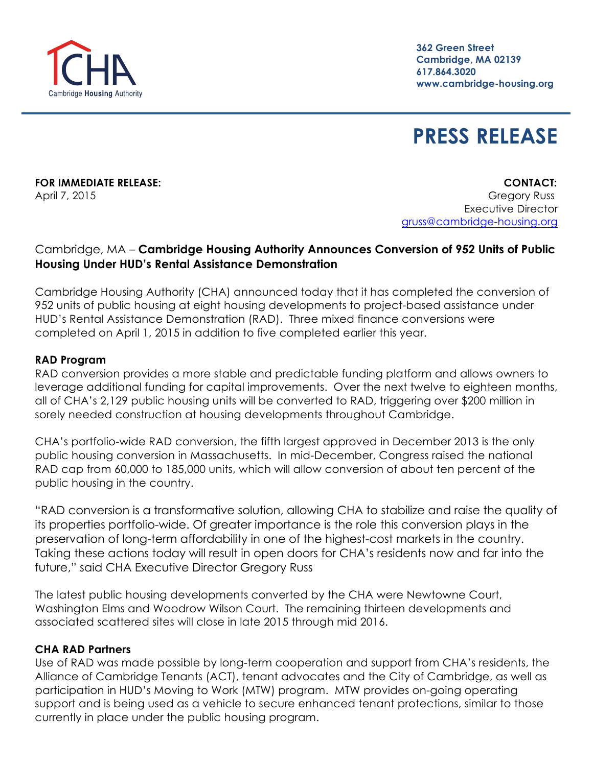Cambridge Housing Authority

362 Green Street
Cambridge, MA 02139
617.864.3020
www.cambridge-housing.org

# PRESS RELEASE

**FOR IMMEDIATE RELEASE:**
April 7, 2015

**CONTACT:**
Gregory Russ
Executive Director
gruss@cambridge-housing.org

Cambridge, MA – **Cambridge Housing Authority Announces Conversion of 952 Units of Public Housing Under HUD's Rental Assistance Demonstration**

Cambridge Housing Authority (CHA) announced today that it has completed the conversion of 952 units of public housing at eight housing developments to project-based assistance under HUD's Rental Assistance Demonstration (RAD). Three mixed finance conversions were completed on April 1, 2015 in addition to five completed earlier this year.

**RAD Program**

RAD conversion provides a more stable and predictable funding platform and allows owners to leverage additional funding for capital improvements. Over the next twelve to eighteen months, all of CHA's 2,129 public housing units will be converted to RAD, triggering over $200 million in sorely needed construction at housing developments throughout Cambridge.

CHA's portfolio-wide RAD conversion, the fifth largest approved in December 2013 is the only public housing conversion in Massachusetts. In mid-December, Congress raised the national RAD cap from 60,000 to 185,000 units, which will allow conversion of about ten percent of the public housing in the country.

"RAD conversion is a transformative solution, allowing CHA to stabilize and raise the quality of its properties portfolio-wide. Of greater importance is the role this conversion plays in the preservation of long-term affordability in one of the highest-cost markets in the country. Taking these actions today will result in open doors for CHA's residents now and far into the future," said CHA Executive Director Gregory Russ

The latest public housing developments converted by the CHA were Newtowne Court, Washington Elms and Woodrow Wilson Court. The remaining thirteen developments and associated scattered sites will close in late 2015 through mid 2016.

**CHA RAD Partners**

Use of RAD was made possible by long-term cooperation and support from CHA's residents, the Alliance of Cambridge Tenants (ACT), tenant advocates and the City of Cambridge, as well as participation in HUD's Moving to Work (MTW) program. MTW provides on-going operating support and is being used as a vehicle to secure enhanced tenant protections, similar to those currently in place under the public housing program.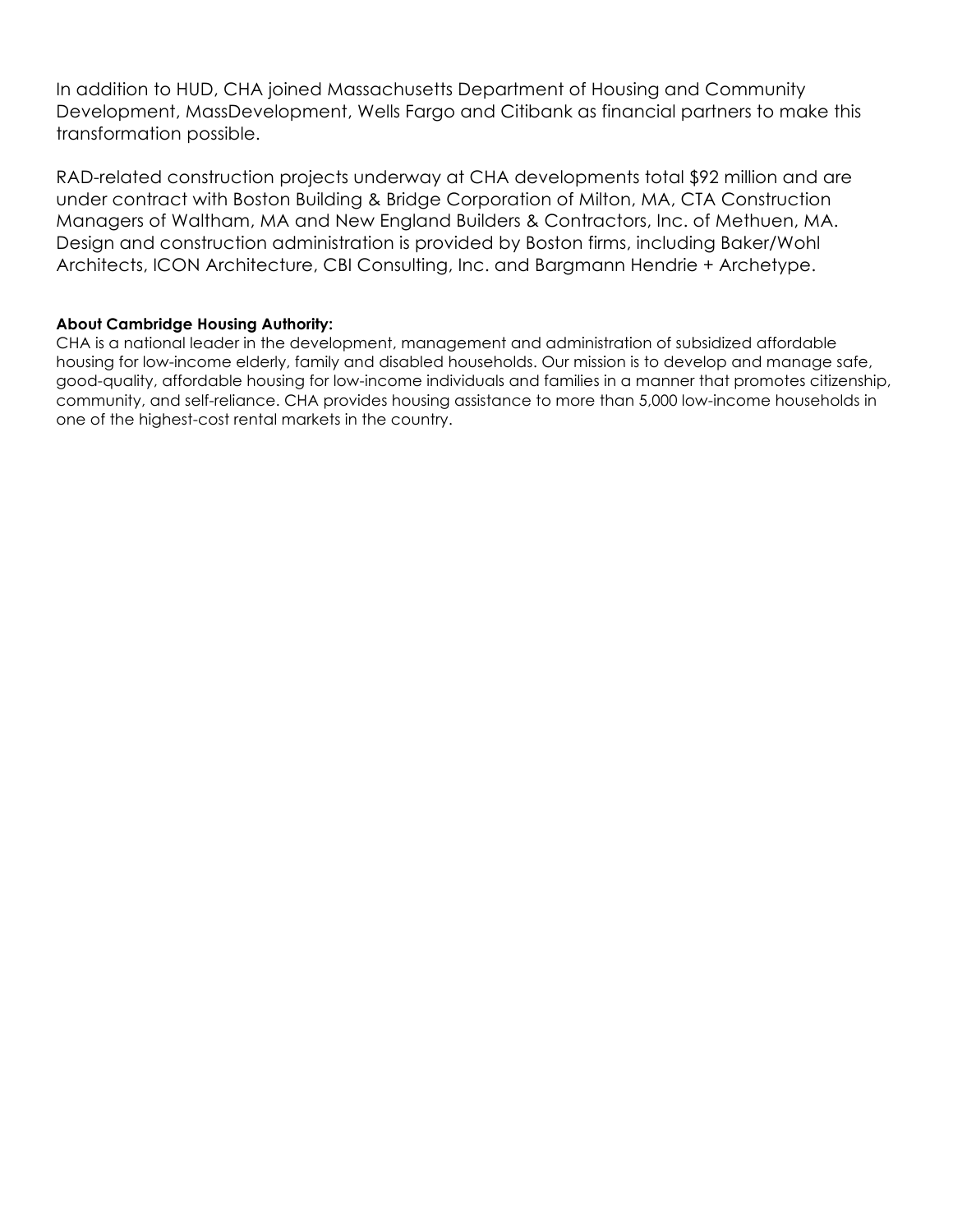In addition to HUD, CHA joined Massachusetts Department of Housing and Community Development, MassDevelopment, Wells Fargo and Citibank as financial partners to make this transformation possible.

RAD-related construction projects underway at CHA developments total $92 million and are under contract with Boston Building & Bridge Corporation of Milton, MA, CTA Construction Managers of Waltham, MA and New England Builders & Contractors, Inc. of Methuen, MA. Design and construction administration is provided by Boston firms, including Baker/Wohl Architects, ICON Architecture, CBI Consulting, Inc. and Bargmann Hendrie + Archetype.

**About Cambridge Housing Authority:**
CHA is a national leader in the development, management and administration of subsidized affordable housing for low-income elderly, family and disabled households. Our mission is to develop and manage safe, good-quality, affordable housing for low-income individuals and families in a manner that promotes citizenship, community, and self-reliance. CHA provides housing assistance to more than 5,000 low-income households in one of the highest-cost rental markets in the country.